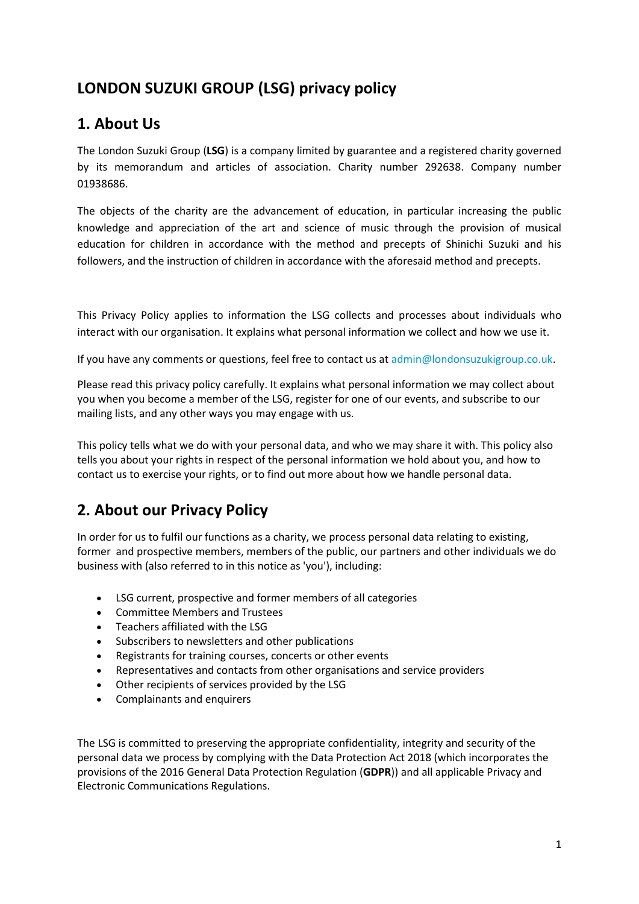# LONDON SUZUKI GROUP (LSG) privacy policy

## 1. About Us

The London Suzuki Group (**LSG**) is a company limited by guarantee and a registered charity governed by its memorandum and articles of association. Charity number 292638. Company number 01938686.

The objects of the charity are the advancement of education, in particular increasing the public knowledge and appreciation of the art and science of music through the provision of musical education for children in accordance with the method and precepts of Shinichi Suzuki and his followers, and the instruction of children in accordance with the aforesaid method and precepts.

This Privacy Policy applies to information the LSG collects and processes about individuals who interact with our organisation. It explains what personal information we collect and how we use it.

If you have any comments or questions, feel free to contact us at admin@londonsuzukigroup.co.uk.

Please read this privacy policy carefully. It explains what personal information we may collect about you when you become a member of the LSG, register for one of our events, and subscribe to our mailing lists, and any other ways you may engage with us.

This policy tells what we do with your personal data, and who we may share it with. This policy also tells you about your rights in respect of the personal information we hold about you, and how to contact us to exercise your rights, or to find out more about how we handle personal data.

## 2. About our Privacy Policy

In order for us to fulfil our functions as a charity, we process personal data relating to existing, former and prospective members, members of the public, our partners and other individuals we do business with (also referred to in this notice as 'you'), including:

- LSG current, prospective and former members of all categories
- Committee Members and Trustees
- Teachers affiliated with the LSG
- Subscribers to newsletters and other publications
- Registrants for training courses, concerts or other events
- Representatives and contacts from other organisations and service providers
- Other recipients of services provided by the LSG
- Complainants and enquirers

The LSG is committed to preserving the appropriate confidentiality, integrity and security of the personal data we process by complying with the Data Protection Act 2018 (which incorporates the provisions of the 2016 General Data Protection Regulation (**GDPR**)) and all applicable Privacy and Electronic Communications Regulations.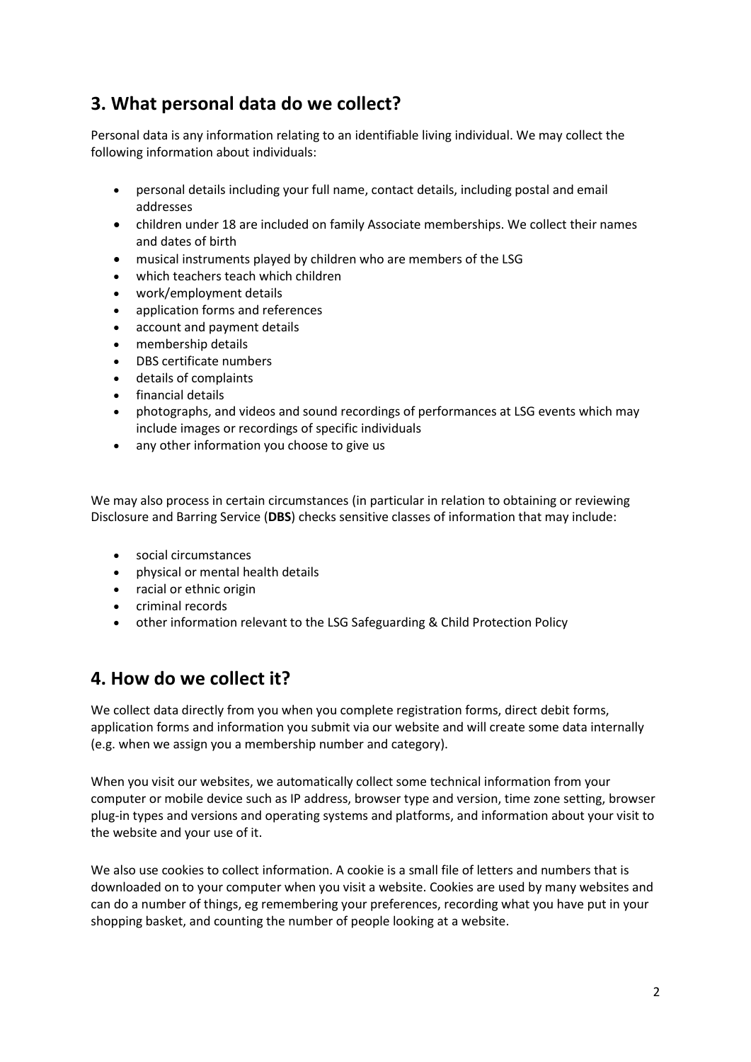## 3. What personal data do we collect?

Personal data is any information relating to an identifiable living individual. We may collect the following information about individuals:

- personal details including your full name, contact details, including postal and email addresses
- children under 18 are included on family Associate memberships. We collect their names and dates of birth
- musical instruments played by children who are members of the LSG
- which teachers teach which children
- work/employment details
- application forms and references
- account and payment details
- membership details
- DBS certificate numbers
- details of complaints
- financial details
- photographs, and videos and sound recordings of performances at LSG events which may include images or recordings of specific individuals
- any other information you choose to give us

We may also process in certain circumstances (in particular in relation to obtaining or reviewing Disclosure and Barring Service (**DBS**) checks sensitive classes of information that may include:

- social circumstances
- physical or mental health details
- racial or ethnic origin
- criminal records
- other information relevant to the LSG Safeguarding & Child Protection Policy

## 4. How do we collect it?

We collect data directly from you when you complete registration forms, direct debit forms, application forms and information you submit via our website and will create some data internally (e.g. when we assign you a membership number and category).

When you visit our websites, we automatically collect some technical information from your computer or mobile device such as IP address, browser type and version, time zone setting, browser plug-in types and versions and operating systems and platforms, and information about your visit to the website and your use of it.

We also use cookies to collect information. A cookie is a small file of letters and numbers that is downloaded on to your computer when you visit a website. Cookies are used by many websites and can do a number of things, eg remembering your preferences, recording what you have put in your shopping basket, and counting the number of people looking at a website.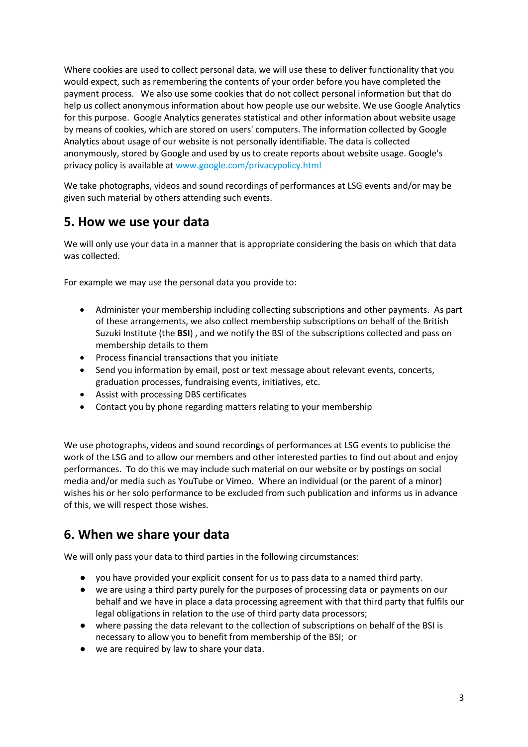Where cookies are used to collect personal data, we will use these to deliver functionality that you would expect, such as remembering the contents of your order before you have completed the payment process. We also use some cookies that do not collect personal information but that do help us collect anonymous information about how people use our website. We use Google Analytics for this purpose. Google Analytics generates statistical and other information about website usage by means of cookies, which are stored on users' computers. The information collected by Google Analytics about usage of our website is not personally identifiable. The data is collected anonymously, stored by Google and used by us to create reports about website usage. Google's privacy policy is available at www.google.com/privacypolicy.html

We take photographs, videos and sound recordings of performances at LSG events and/or may be given such material by others attending such events.

## 5. How we use your data

We will only use your data in a manner that is appropriate considering the basis on which that data was collected.

For example we may use the personal data you provide to:

- Administer your membership including collecting subscriptions and other payments. As part of these arrangements, we also collect membership subscriptions on behalf of the British Suzuki Institute (the **BSI**) , and we notify the BSI of the subscriptions collected and pass on membership details to them
- Process financial transactions that you initiate
- Send you information by email, post or text message about relevant events, concerts, graduation processes, fundraising events, initiatives, etc.
- Assist with processing DBS certificates
- Contact you by phone regarding matters relating to your membership

We use photographs, videos and sound recordings of performances at LSG events to publicise the work of the LSG and to allow our members and other interested parties to find out about and enjoy performances. To do this we may include such material on our website or by postings on social media and/or media such as YouTube or Vimeo. Where an individual (or the parent of a minor) wishes his or her solo performance to be excluded from such publication and informs us in advance of this, we will respect those wishes.

## 6. When we share your data

We will only pass your data to third parties in the following circumstances:

- you have provided your explicit consent for us to pass data to a named third party.
- we are using a third party purely for the purposes of processing data or payments on our behalf and we have in place a data processing agreement with that third party that fulfils our legal obligations in relation to the use of third party data processors;
- where passing the data relevant to the collection of subscriptions on behalf of the BSI is necessary to allow you to benefit from membership of the BSI; or
- we are required by law to share your data.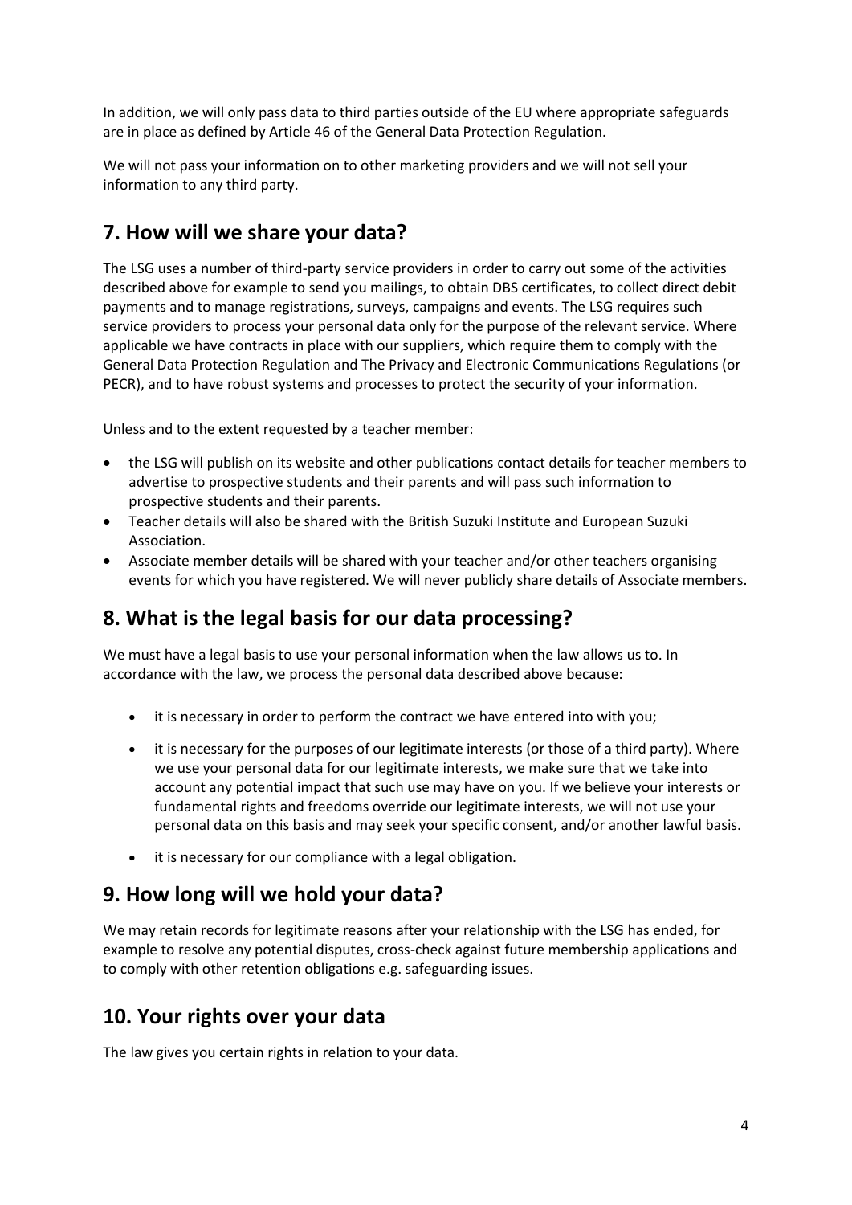In addition, we will only pass data to third parties outside of the EU where appropriate safeguards are in place as defined by Article 46 of the General Data Protection Regulation.

We will not pass your information on to other marketing providers and we will not sell your information to any third party.

## 7. How will we share your data?

The LSG uses a number of third-party service providers in order to carry out some of the activities described above for example to send you mailings, to obtain DBS certificates, to collect direct debit payments and to manage registrations, surveys, campaigns and events. The LSG requires such service providers to process your personal data only for the purpose of the relevant service. Where applicable we have contracts in place with our suppliers, which require them to comply with the General Data Protection Regulation and The Privacy and Electronic Communications Regulations (or PECR), and to have robust systems and processes to protect the security of your information.

Unless and to the extent requested by a teacher member:

- the LSG will publish on its website and other publications contact details for teacher members to advertise to prospective students and their parents and will pass such information to prospective students and their parents.
- Teacher details will also be shared with the British Suzuki Institute and European Suzuki Association.
- Associate member details will be shared with your teacher and/or other teachers organising events for which you have registered. We will never publicly share details of Associate members.

## 8. What is the legal basis for our data processing?

We must have a legal basis to use your personal information when the law allows us to. In accordance with the law, we process the personal data described above because:

- it is necessary in order to perform the contract we have entered into with you;
- it is necessary for the purposes of our legitimate interests (or those of a third party). Where we use your personal data for our legitimate interests, we make sure that we take into account any potential impact that such use may have on you. If we believe your interests or fundamental rights and freedoms override our legitimate interests, we will not use your personal data on this basis and may seek your specific consent, and/or another lawful basis.
- it is necessary for our compliance with a legal obligation.

## 9. How long will we hold your data?

We may retain records for legitimate reasons after your relationship with the LSG has ended, for example to resolve any potential disputes, cross-check against future membership applications and to comply with other retention obligations e.g. safeguarding issues.

## 10. Your rights over your data

The law gives you certain rights in relation to your data.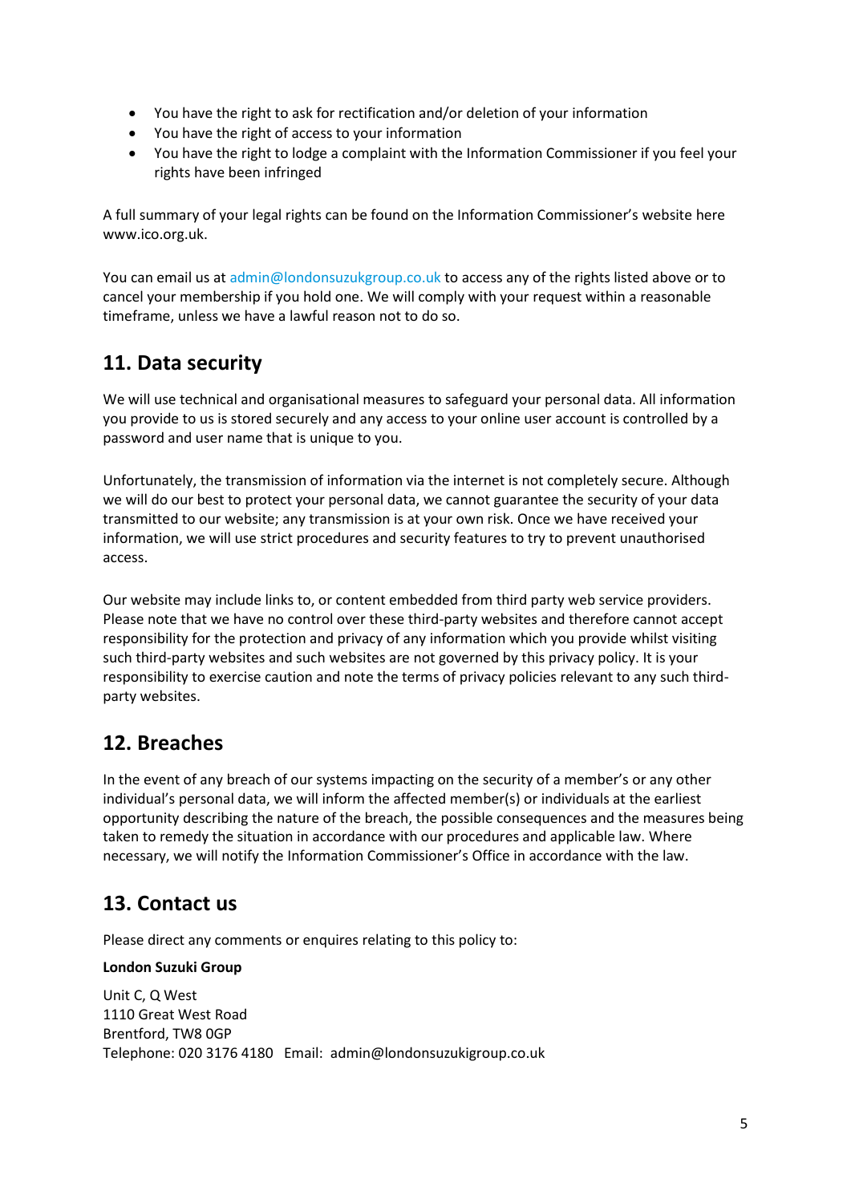- You have the right to ask for rectification and/or deletion of your information
- You have the right of access to your information
- You have the right to lodge a complaint with the Information Commissioner if you feel your rights have been infringed

A full summary of your legal rights can be found on the Information Commissioner's website here www.ico.org.uk.

You can email us at admin@londonsuzukgroup.co.uk to access any of the rights listed above or to cancel your membership if you hold one. We will comply with your request within a reasonable timeframe, unless we have a lawful reason not to do so.

## 11. Data security

We will use technical and organisational measures to safeguard your personal data. All information you provide to us is stored securely and any access to your online user account is controlled by a password and user name that is unique to you.

Unfortunately, the transmission of information via the internet is not completely secure. Although we will do our best to protect your personal data, we cannot guarantee the security of your data transmitted to our website; any transmission is at your own risk. Once we have received your information, we will use strict procedures and security features to try to prevent unauthorised access.

Our website may include links to, or content embedded from third party web service providers. Please note that we have no control over these third-party websites and therefore cannot accept responsibility for the protection and privacy of any information which you provide whilst visiting such third-party websites and such websites are not governed by this privacy policy. It is your responsibility to exercise caution and note the terms of privacy policies relevant to any such third-party websites.

## 12. Breaches

In the event of any breach of our systems impacting on the security of a member's or any other individual's personal data, we will inform the affected member(s) or individuals at the earliest opportunity describing the nature of the breach, the possible consequences and the measures being taken to remedy the situation in accordance with our procedures and applicable law. Where necessary, we will notify the Information Commissioner's Office in accordance with the law.

## 13. Contact us

Please direct any comments or enquires relating to this policy to:

**London Suzuki Group**

Unit C, Q West
1110 Great West Road
Brentford, TW8 0GP
Telephone: 020 3176 4180 Email: admin@londonsuzukigroup.co.uk